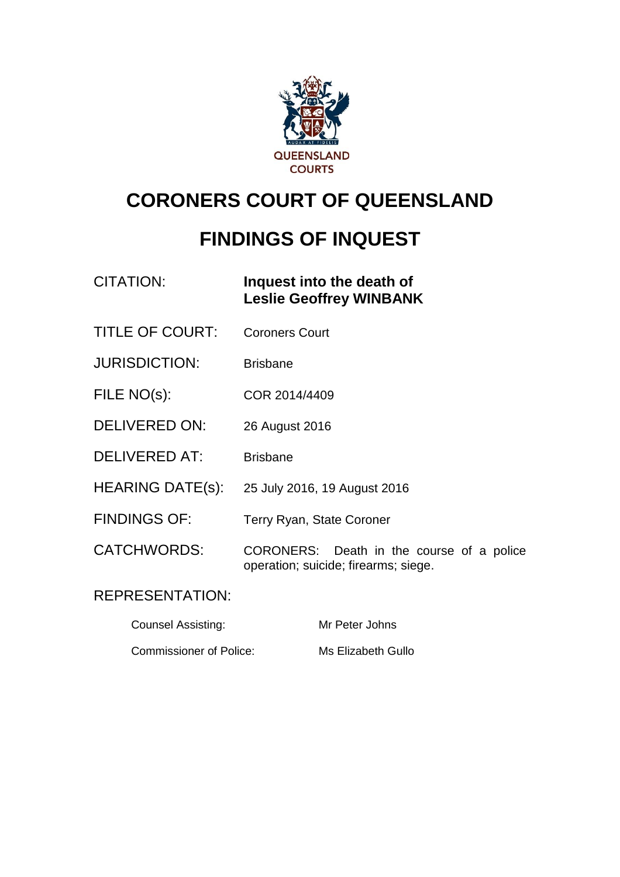QUEENSLAND COURTS

# CORONERS COURT OF QUEENSLAND

# FINDINGS OF INQUEST

| | |
|---|---|
| CITATION: | **Inquest into the death of Leslie Geoffrey WINBANK** |
| TITLE OF COURT: | Coroners Court |
| JURISDICTION: | Brisbane |
| FILE NO(s): | COR 2014/4409 |
| DELIVERED ON: | 26 August 2016 |
| DELIVERED AT: | Brisbane |
| HEARING DATE(s): | 25 July 2016, 19 August 2016 |
| FINDINGS OF: | Terry Ryan, State Coroner |
| CATCHWORDS: | CORONERS: Death in the course of a police operation; suicide; firearms; siege. |

REPRESENTATION:

| | |
|---|---|
| Counsel Assisting: | Mr Peter Johns |
| Commissioner of Police: | Ms Elizabeth Gullo |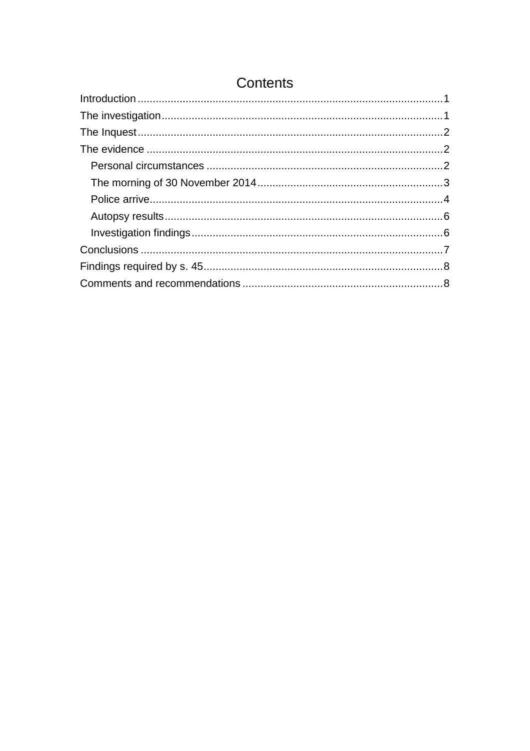# Contents

- Introduction ........ 1
- The investigation ........ 1
- The Inquest ........ 2
- The evidence ........ 2
  - Personal circumstances ........ 2
  - The morning of 30 November 2014 ........ 3
  - Police arrive ........ 4
  - Autopsy results ........ 6
  - Investigation findings ........ 6
- Conclusions ........ 7
- Findings required by s. 45 ........ 8
- Comments and recommendations ........ 8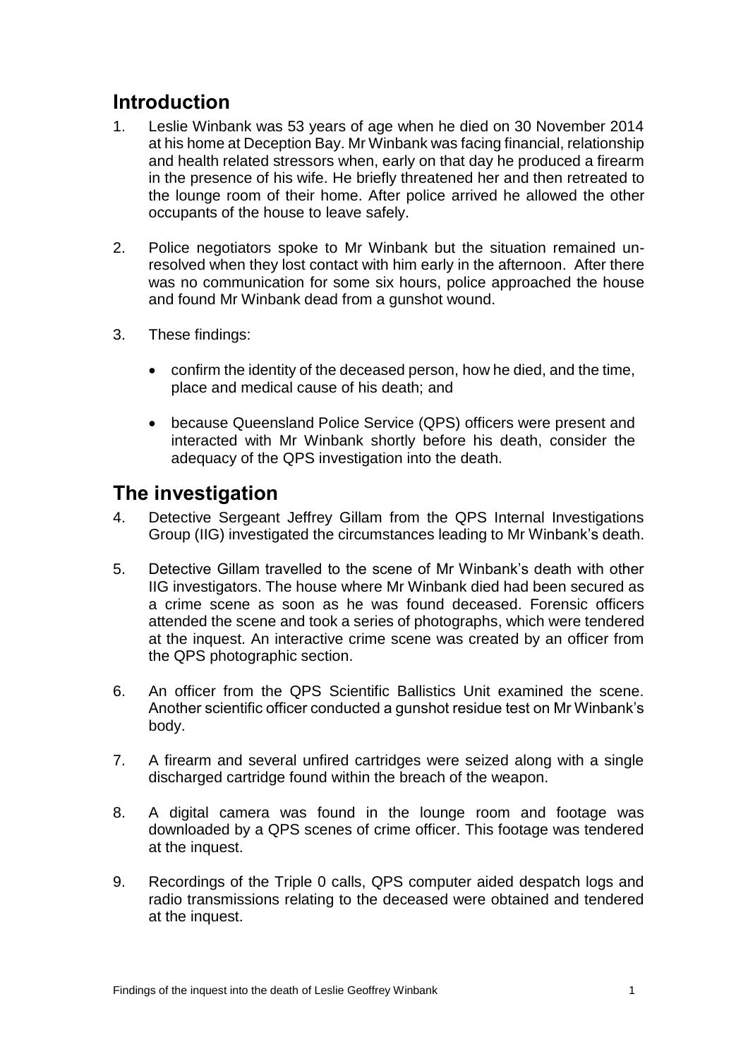## Introduction

1. Leslie Winbank was 53 years of age when he died on 30 November 2014 at his home at Deception Bay. Mr Winbank was facing financial, relationship and health related stressors when, early on that day he produced a firearm in the presence of his wife. He briefly threatened her and then retreated to the lounge room of their home. After police arrived he allowed the other occupants of the house to leave safely.

2. Police negotiators spoke to Mr Winbank but the situation remained un-resolved when they lost contact with him early in the afternoon. After there was no communication for some six hours, police approached the house and found Mr Winbank dead from a gunshot wound.

3. These findings:

    - confirm the identity of the deceased person, how he died, and the time, place and medical cause of his death; and
    - because Queensland Police Service (QPS) officers were present and interacted with Mr Winbank shortly before his death, consider the adequacy of the QPS investigation into the death.

## The investigation

4. Detective Sergeant Jeffrey Gillam from the QPS Internal Investigations Group (IIG) investigated the circumstances leading to Mr Winbank's death.

5. Detective Gillam travelled to the scene of Mr Winbank's death with other IIG investigators. The house where Mr Winbank died had been secured as a crime scene as soon as he was found deceased. Forensic officers attended the scene and took a series of photographs, which were tendered at the inquest. An interactive crime scene was created by an officer from the QPS photographic section.

6. An officer from the QPS Scientific Ballistics Unit examined the scene. Another scientific officer conducted a gunshot residue test on Mr Winbank's body.

7. A firearm and several unfired cartridges were seized along with a single discharged cartridge found within the breach of the weapon.

8. A digital camera was found in the lounge room and footage was downloaded by a QPS scenes of crime officer. This footage was tendered at the inquest.

9. Recordings of the Triple 0 calls, QPS computer aided despatch logs and radio transmissions relating to the deceased were obtained and tendered at the inquest.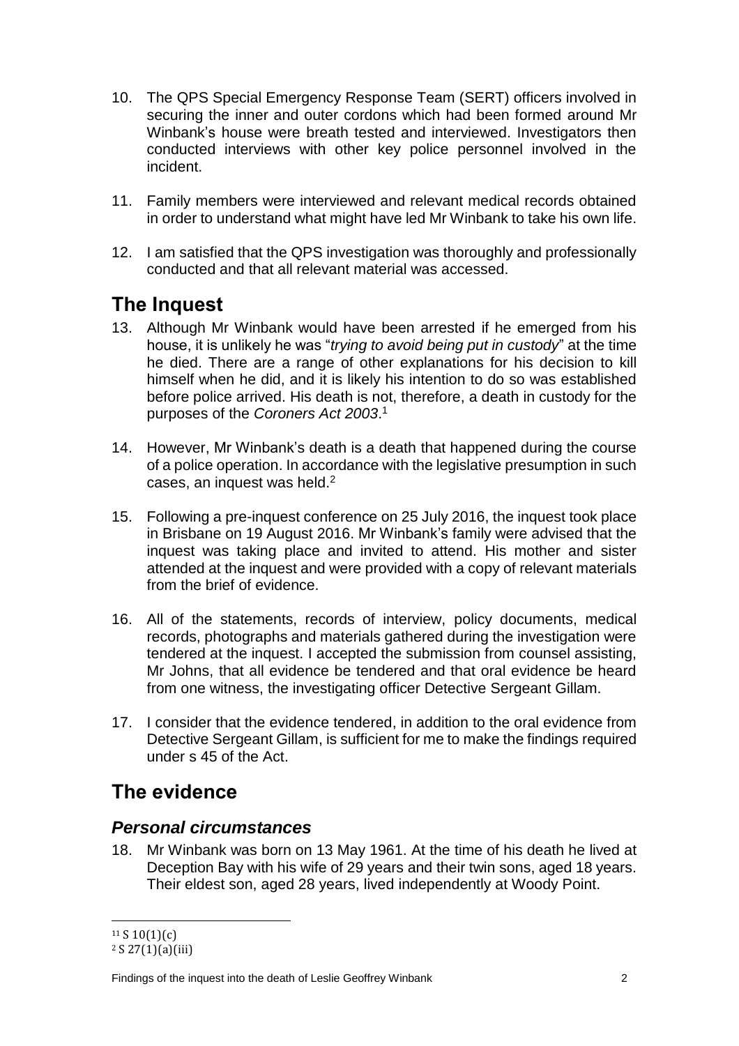10. The QPS Special Emergency Response Team (SERT) officers involved in securing the inner and outer cordons which had been formed around Mr Winbank's house were breath tested and interviewed. Investigators then conducted interviews with other key police personnel involved in the incident.

11. Family members were interviewed and relevant medical records obtained in order to understand what might have led Mr Winbank to take his own life.

12. I am satisfied that the QPS investigation was thoroughly and professionally conducted and that all relevant material was accessed.

## The Inquest

13. Although Mr Winbank would have been arrested if he emerged from his house, it is unlikely he was "*trying to avoid being put in custody*" at the time he died. There are a range of other explanations for his decision to kill himself when he did, and it is likely his intention to do so was established before police arrived. His death is not, therefore, a death in custody for the purposes of the *Coroners Act 2003*.[1]

14. However, Mr Winbank's death is a death that happened during the course of a police operation. In accordance with the legislative presumption in such cases, an inquest was held.[2]

15. Following a pre-inquest conference on 25 July 2016, the inquest took place in Brisbane on 19 August 2016. Mr Winbank's family were advised that the inquest was taking place and invited to attend. His mother and sister attended at the inquest and were provided with a copy of relevant materials from the brief of evidence.

16. All of the statements, records of interview, policy documents, medical records, photographs and materials gathered during the investigation were tendered at the inquest. I accepted the submission from counsel assisting, Mr Johns, that all evidence be tendered and that oral evidence be heard from one witness, the investigating officer Detective Sergeant Gillam.

17. I consider that the evidence tendered, in addition to the oral evidence from Detective Sergeant Gillam, is sufficient for me to make the findings required under s 45 of the Act.

## The evidence

### *Personal circumstances*

18. Mr Winbank was born on 13 May 1961. At the time of his death he lived at Deception Bay with his wife of 29 years and their twin sons, aged 18 years. Their eldest son, aged 28 years, lived independently at Woody Point.

---

[1] S 10(1)(c)

[2] S 27(1)(a)(iii)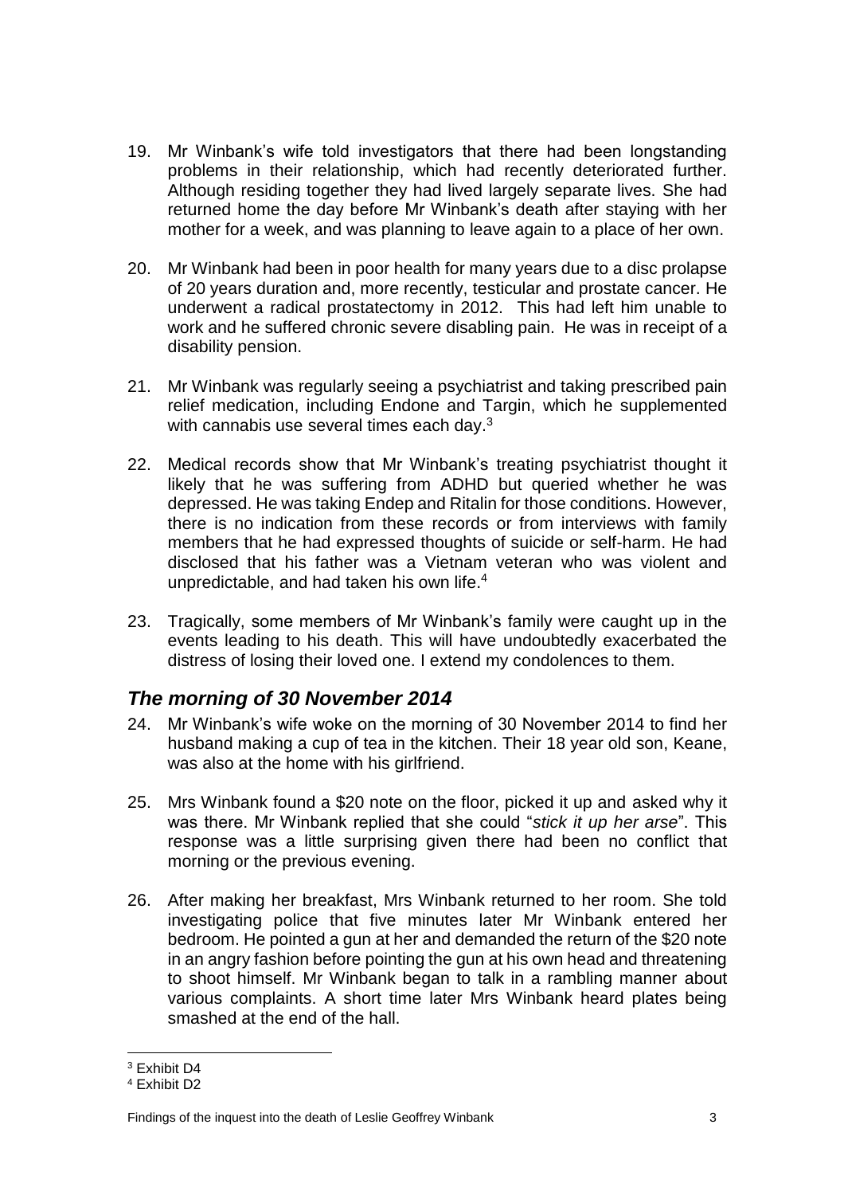19. Mr Winbank's wife told investigators that there had been longstanding problems in their relationship, which had recently deteriorated further. Although residing together they had lived largely separate lives. She had returned home the day before Mr Winbank's death after staying with her mother for a week, and was planning to leave again to a place of her own.

20. Mr Winbank had been in poor health for many years due to a disc prolapse of 20 years duration and, more recently, testicular and prostate cancer. He underwent a radical prostatectomy in 2012. This had left him unable to work and he suffered chronic severe disabling pain. He was in receipt of a disability pension.

21. Mr Winbank was regularly seeing a psychiatrist and taking prescribed pain relief medication, including Endone and Targin, which he supplemented with cannabis use several times each day.[3]

22. Medical records show that Mr Winbank's treating psychiatrist thought it likely that he was suffering from ADHD but queried whether he was depressed. He was taking Endep and Ritalin for those conditions. However, there is no indication from these records or from interviews with family members that he had expressed thoughts of suicide or self-harm. He had disclosed that his father was a Vietnam veteran who was violent and unpredictable, and had taken his own life.[4]

23. Tragically, some members of Mr Winbank's family were caught up in the events leading to his death. This will have undoubtedly exacerbated the distress of losing their loved one. I extend my condolences to them.

## *The morning of 30 November 2014*

24. Mr Winbank's wife woke on the morning of 30 November 2014 to find her husband making a cup of tea in the kitchen. Their 18 year old son, Keane, was also at the home with his girlfriend.

25. Mrs Winbank found a $20 note on the floor, picked it up and asked why it was there. Mr Winbank replied that she could "*stick it up her arse*". This response was a little surprising given there had been no conflict that morning or the previous evening.

26. After making her breakfast, Mrs Winbank returned to her room. She told investigating police that five minutes later Mr Winbank entered her bedroom. He pointed a gun at her and demanded the return of the $20 note in an angry fashion before pointing the gun at his own head and threatening to shoot himself. Mr Winbank began to talk in a rambling manner about various complaints. A short time later Mrs Winbank heard plates being smashed at the end of the hall.

---

[3] Exhibit D4

[4] Exhibit D2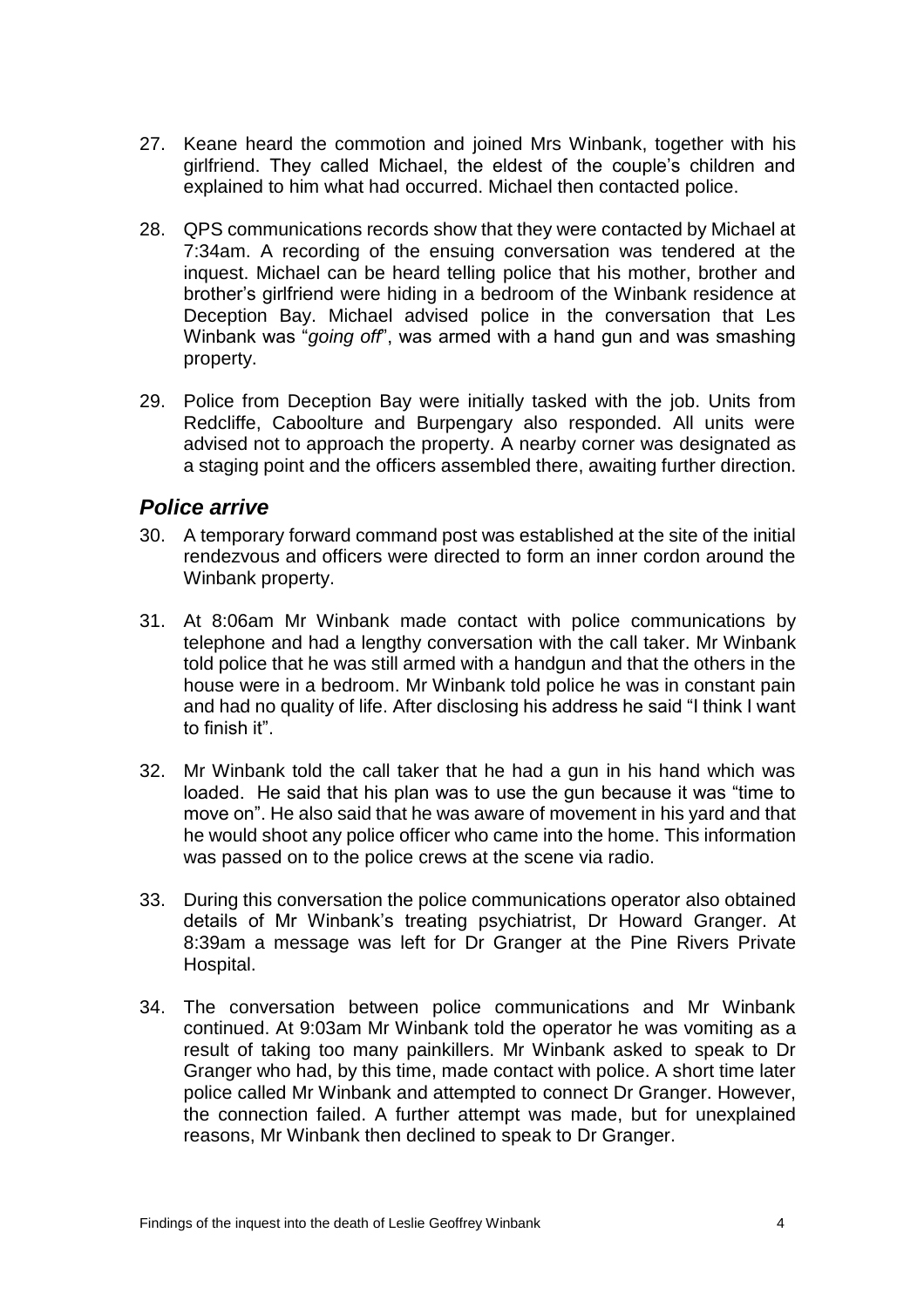27. Keane heard the commotion and joined Mrs Winbank, together with his girlfriend. They called Michael, the eldest of the couple's children and explained to him what had occurred. Michael then contacted police.

28. QPS communications records show that they were contacted by Michael at 7:34am. A recording of the ensuing conversation was tendered at the inquest. Michael can be heard telling police that his mother, brother and brother's girlfriend were hiding in a bedroom of the Winbank residence at Deception Bay. Michael advised police in the conversation that Les Winbank was "*going off*", was armed with a hand gun and was smashing property.

29. Police from Deception Bay were initially tasked with the job. Units from Redcliffe, Caboolture and Burpengary also responded. All units were advised not to approach the property. A nearby corner was designated as a staging point and the officers assembled there, awaiting further direction.

## *Police arrive*

30. A temporary forward command post was established at the site of the initial rendezvous and officers were directed to form an inner cordon around the Winbank property.

31. At 8:06am Mr Winbank made contact with police communications by telephone and had a lengthy conversation with the call taker. Mr Winbank told police that he was still armed with a handgun and that the others in the house were in a bedroom. Mr Winbank told police he was in constant pain and had no quality of life. After disclosing his address he said "I think I want to finish it".

32. Mr Winbank told the call taker that he had a gun in his hand which was loaded. He said that his plan was to use the gun because it was "time to move on". He also said that he was aware of movement in his yard and that he would shoot any police officer who came into the home. This information was passed on to the police crews at the scene via radio.

33. During this conversation the police communications operator also obtained details of Mr Winbank's treating psychiatrist, Dr Howard Granger. At 8:39am a message was left for Dr Granger at the Pine Rivers Private Hospital.

34. The conversation between police communications and Mr Winbank continued. At 9:03am Mr Winbank told the operator he was vomiting as a result of taking too many painkillers. Mr Winbank asked to speak to Dr Granger who had, by this time, made contact with police. A short time later police called Mr Winbank and attempted to connect Dr Granger. However, the connection failed. A further attempt was made, but for unexplained reasons, Mr Winbank then declined to speak to Dr Granger.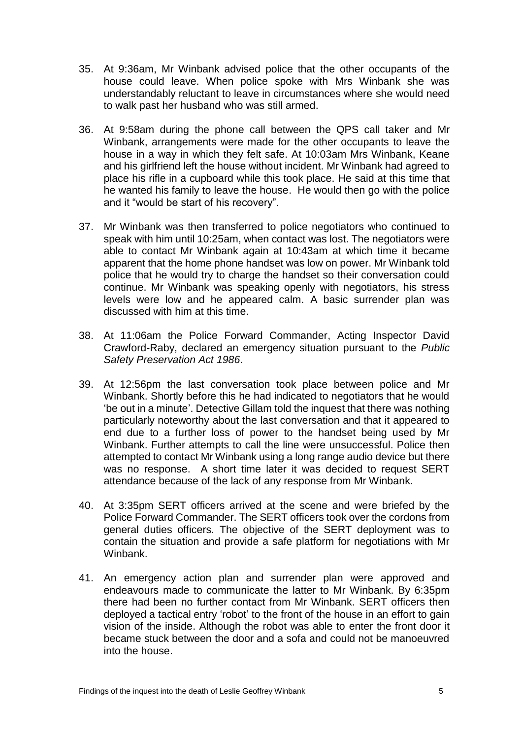35. At 9:36am, Mr Winbank advised police that the other occupants of the house could leave. When police spoke with Mrs Winbank she was understandably reluctant to leave in circumstances where she would need to walk past her husband who was still armed.

36. At 9:58am during the phone call between the QPS call taker and Mr Winbank, arrangements were made for the other occupants to leave the house in a way in which they felt safe. At 10:03am Mrs Winbank, Keane and his girlfriend left the house without incident. Mr Winbank had agreed to place his rifle in a cupboard while this took place. He said at this time that he wanted his family to leave the house. He would then go with the police and it "would be start of his recovery".

37. Mr Winbank was then transferred to police negotiators who continued to speak with him until 10:25am, when contact was lost. The negotiators were able to contact Mr Winbank again at 10:43am at which time it became apparent that the home phone handset was low on power. Mr Winbank told police that he would try to charge the handset so their conversation could continue. Mr Winbank was speaking openly with negotiators, his stress levels were low and he appeared calm. A basic surrender plan was discussed with him at this time.

38. At 11:06am the Police Forward Commander, Acting Inspector David Crawford-Raby, declared an emergency situation pursuant to the *Public Safety Preservation Act 1986*.

39. At 12:56pm the last conversation took place between police and Mr Winbank. Shortly before this he had indicated to negotiators that he would 'be out in a minute'. Detective Gillam told the inquest that there was nothing particularly noteworthy about the last conversation and that it appeared to end due to a further loss of power to the handset being used by Mr Winbank. Further attempts to call the line were unsuccessful. Police then attempted to contact Mr Winbank using a long range audio device but there was no response. A short time later it was decided to request SERT attendance because of the lack of any response from Mr Winbank.

40. At 3:35pm SERT officers arrived at the scene and were briefed by the Police Forward Commander. The SERT officers took over the cordons from general duties officers. The objective of the SERT deployment was to contain the situation and provide a safe platform for negotiations with Mr Winbank.

41. An emergency action plan and surrender plan were approved and endeavours made to communicate the latter to Mr Winbank. By 6:35pm there had been no further contact from Mr Winbank. SERT officers then deployed a tactical entry 'robot' to the front of the house in an effort to gain vision of the inside. Although the robot was able to enter the front door it became stuck between the door and a sofa and could not be manoeuvred into the house.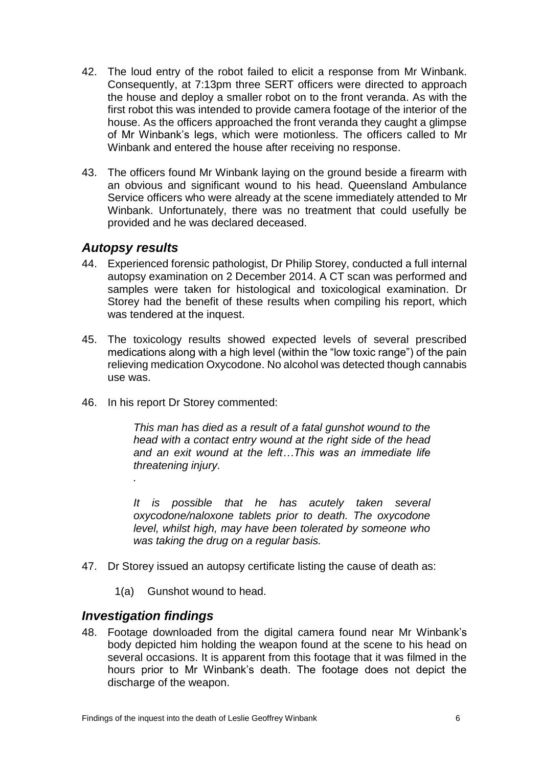42. The loud entry of the robot failed to elicit a response from Mr Winbank. Consequently, at 7:13pm three SERT officers were directed to approach the house and deploy a smaller robot on to the front veranda. As with the first robot this was intended to provide camera footage of the interior of the house. As the officers approached the front veranda they caught a glimpse of Mr Winbank's legs, which were motionless. The officers called to Mr Winbank and entered the house after receiving no response.

43. The officers found Mr Winbank laying on the ground beside a firearm with an obvious and significant wound to his head. Queensland Ambulance Service officers who were already at the scene immediately attended to Mr Winbank. Unfortunately, there was no treatment that could usefully be provided and he was declared deceased.

### *Autopsy results*

44. Experienced forensic pathologist, Dr Philip Storey, conducted a full internal autopsy examination on 2 December 2014. A CT scan was performed and samples were taken for histological and toxicological examination. Dr Storey had the benefit of these results when compiling his report, which was tendered at the inquest.

45. The toxicology results showed expected levels of several prescribed medications along with a high level (within the "low toxic range") of the pain relieving medication Oxycodone. No alcohol was detected though cannabis use was.

46. In his report Dr Storey commented:

> *This man has died as a result of a fatal gunshot wound to the head with a contact entry wound at the right side of the head and an exit wound at the left…This was an immediate life threatening injury.*
>
> .
>
> *It is possible that he has acutely taken several oxycodone/naloxone tablets prior to death. The oxycodone level, whilst high, may have been tolerated by someone who was taking the drug on a regular basis.*

47. Dr Storey issued an autopsy certificate listing the cause of death as:

    1(a) Gunshot wound to head.

### *Investigation findings*

48. Footage downloaded from the digital camera found near Mr Winbank's body depicted him holding the weapon found at the scene to his head on several occasions. It is apparent from this footage that it was filmed in the hours prior to Mr Winbank's death. The footage does not depict the discharge of the weapon.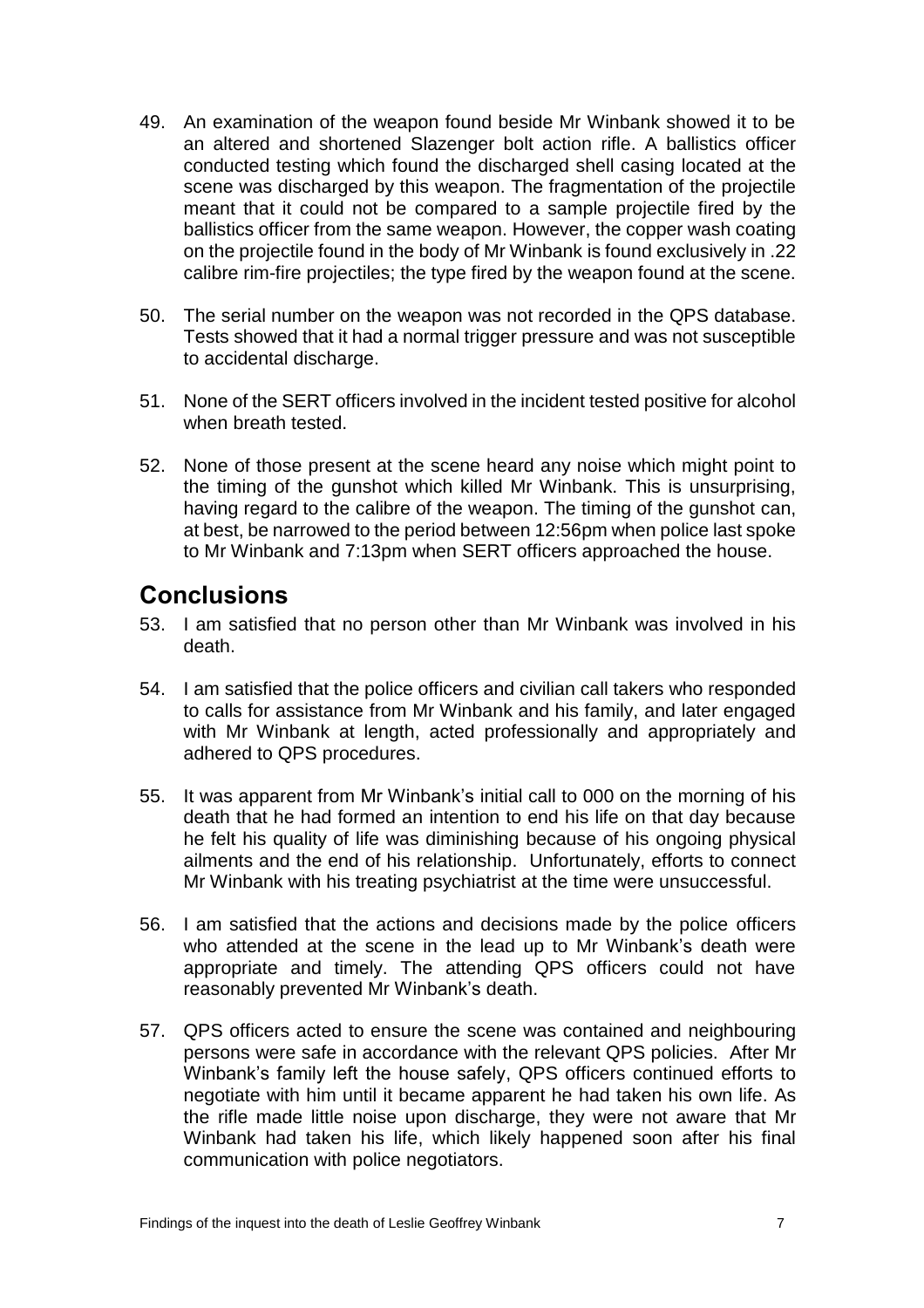49. An examination of the weapon found beside Mr Winbank showed it to be an altered and shortened Slazenger bolt action rifle. A ballistics officer conducted testing which found the discharged shell casing located at the scene was discharged by this weapon. The fragmentation of the projectile meant that it could not be compared to a sample projectile fired by the ballistics officer from the same weapon. However, the copper wash coating on the projectile found in the body of Mr Winbank is found exclusively in .22 calibre rim-fire projectiles; the type fired by the weapon found at the scene.

50. The serial number on the weapon was not recorded in the QPS database. Tests showed that it had a normal trigger pressure and was not susceptible to accidental discharge.

51. None of the SERT officers involved in the incident tested positive for alcohol when breath tested.

52. None of those present at the scene heard any noise which might point to the timing of the gunshot which killed Mr Winbank. This is unsurprising, having regard to the calibre of the weapon. The timing of the gunshot can, at best, be narrowed to the period between 12:56pm when police last spoke to Mr Winbank and 7:13pm when SERT officers approached the house.

## Conclusions

53. I am satisfied that no person other than Mr Winbank was involved in his death.

54. I am satisfied that the police officers and civilian call takers who responded to calls for assistance from Mr Winbank and his family, and later engaged with Mr Winbank at length, acted professionally and appropriately and adhered to QPS procedures.

55. It was apparent from Mr Winbank's initial call to 000 on the morning of his death that he had formed an intention to end his life on that day because he felt his quality of life was diminishing because of his ongoing physical ailments and the end of his relationship. Unfortunately, efforts to connect Mr Winbank with his treating psychiatrist at the time were unsuccessful.

56. I am satisfied that the actions and decisions made by the police officers who attended at the scene in the lead up to Mr Winbank's death were appropriate and timely. The attending QPS officers could not have reasonably prevented Mr Winbank's death.

57. QPS officers acted to ensure the scene was contained and neighbouring persons were safe in accordance with the relevant QPS policies. After Mr Winbank's family left the house safely, QPS officers continued efforts to negotiate with him until it became apparent he had taken his own life. As the rifle made little noise upon discharge, they were not aware that Mr Winbank had taken his life, which likely happened soon after his final communication with police negotiators.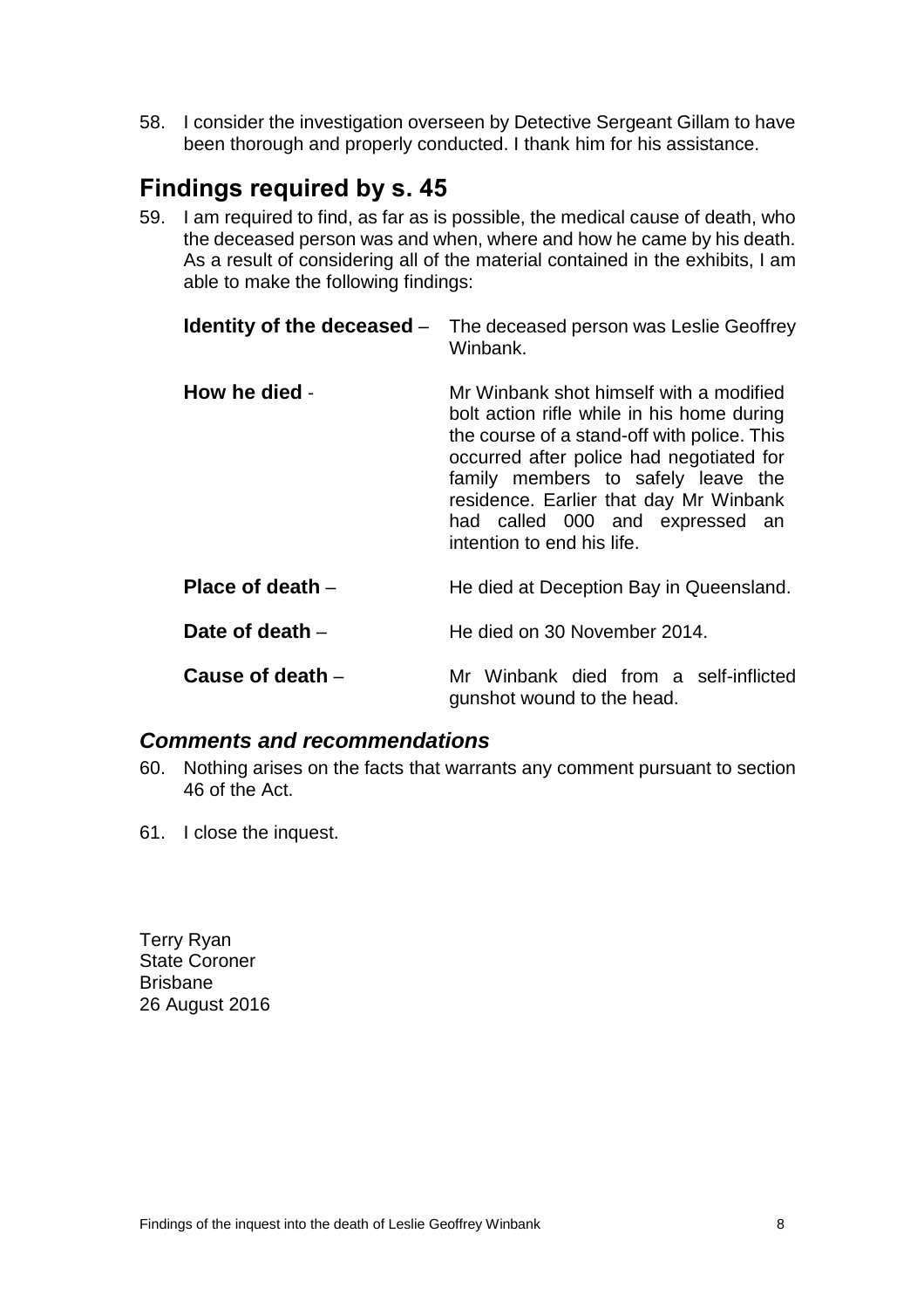58. I consider the investigation overseen by Detective Sergeant Gillam to have been thorough and properly conducted. I thank him for his assistance.

## Findings required by s. 45

59. I am required to find, as far as is possible, the medical cause of death, who the deceased person was and when, where and how he came by his death. As a result of considering all of the material contained in the exhibits, I am able to make the following findings:

| | |
|---|---|
| **Identity of the deceased** – | The deceased person was Leslie Geoffrey Winbank. |
| **How he died** - | Mr Winbank shot himself with a modified bolt action rifle while in his home during the course of a stand-off with police. This occurred after police had negotiated for family members to safely leave the residence. Earlier that day Mr Winbank had called 000 and expressed an intention to end his life. |
| **Place of death** – | He died at Deception Bay in Queensland. |
| **Date of death** – | He died on 30 November 2014. |
| **Cause of death** – | Mr Winbank died from a self-inflicted gunshot wound to the head. |

### *Comments and recommendations*

60. Nothing arises on the facts that warrants any comment pursuant to section 46 of the Act.

61. I close the inquest.

Terry Ryan
State Coroner
Brisbane
26 August 2016